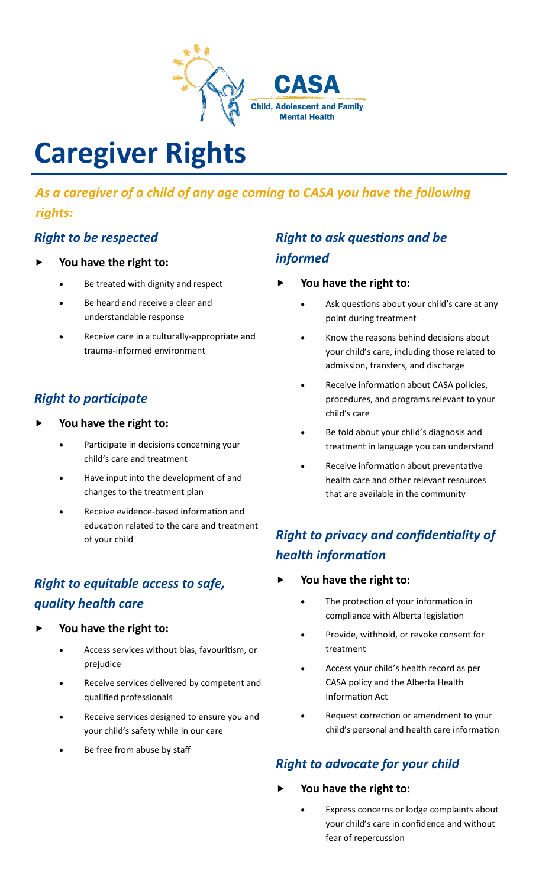CASA

Child, Adolescent and Family Mental Health

# Caregiver Rights

***As a caregiver of a child of any age coming to CASA you have the following rights:***

## *Right to be respected*

- **You have the right to:**
  - Be treated with dignity and respect
  - Be heard and receive a clear and understandable response
  - Receive care in a culturally-appropriate and trauma-informed environment

## *Right to participate*

- **You have the right to:**
  - Participate in decisions concerning your child's care and treatment
  - Have input into the development of and changes to the treatment plan
  - Receive evidence-based information and education related to the care and treatment of your child

## *Right to equitable access to safe, quality health care*

- **You have the right to:**
  - Access services without bias, favouritism, or prejudice
  - Receive services delivered by competent and qualified professionals
  - Receive services designed to ensure you and your child's safety while in our care
  - Be free from abuse by staff

## *Right to ask questions and be informed*

- **You have the right to:**
  - Ask questions about your child's care at any point during treatment
  - Know the reasons behind decisions about your child's care, including those related to admission, transfers, and discharge
  - Receive information about CASA policies, procedures, and programs relevant to your child's care
  - Be told about your child's diagnosis and treatment in language you can understand
  - Receive information about preventative health care and other relevant resources that are available in the community

## *Right to privacy and confidentiality of health information*

- **You have the right to:**
  - The protection of your information in compliance with Alberta legislation
  - Provide, withhold, or revoke consent for treatment
  - Access your child's health record as per CASA policy and the Alberta Health Information Act
  - Request correction or amendment to your child's personal and health care information

## *Right to advocate for your child*

- **You have the right to:**
  - Express concerns or lodge complaints about your child's care in confidence and without fear of repercussion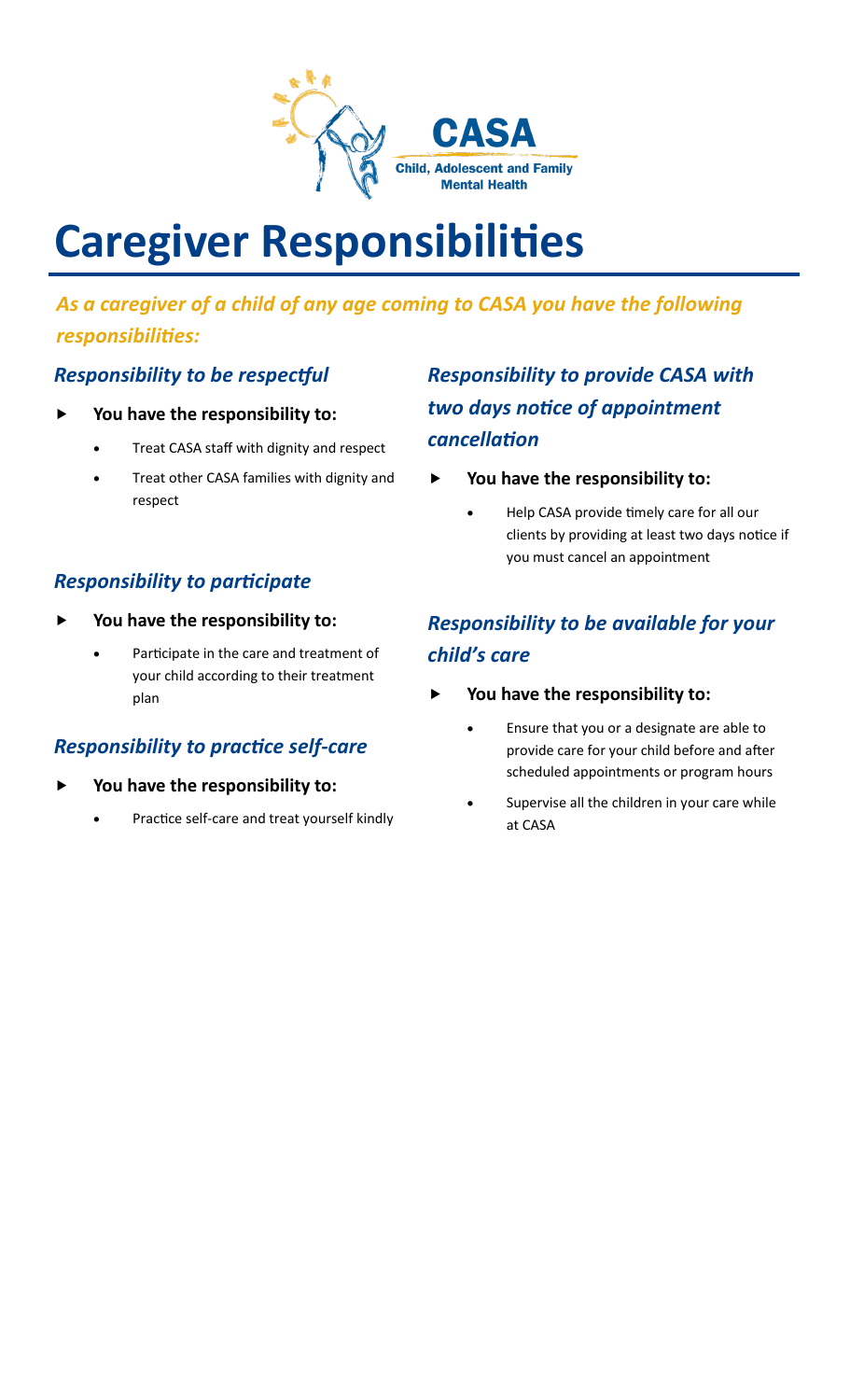CASA

Child, Adolescent and Family Mental Health

# Caregiver Responsibilities

***As a caregiver of a child of any age coming to CASA you have the following responsibilities:***

## *Responsibility to be respectful*

- **You have the responsibility to:**
  - Treat CASA staff with dignity and respect
  - Treat other CASA families with dignity and respect

## *Responsibility to participate*

- **You have the responsibility to:**
  - Participate in the care and treatment of your child according to their treatment plan

## *Responsibility to practice self-care*

- **You have the responsibility to:**
  - Practice self-care and treat yourself kindly

## *Responsibility to provide CASA with two days notice of appointment cancellation*

- **You have the responsibility to:**
  - Help CASA provide timely care for all our clients by providing at least two days notice if you must cancel an appointment

## *Responsibility to be available for your child's care*

- **You have the responsibility to:**
  - Ensure that you or a designate are able to provide care for your child before and after scheduled appointments or program hours
  - Supervise all the children in your care while at CASA